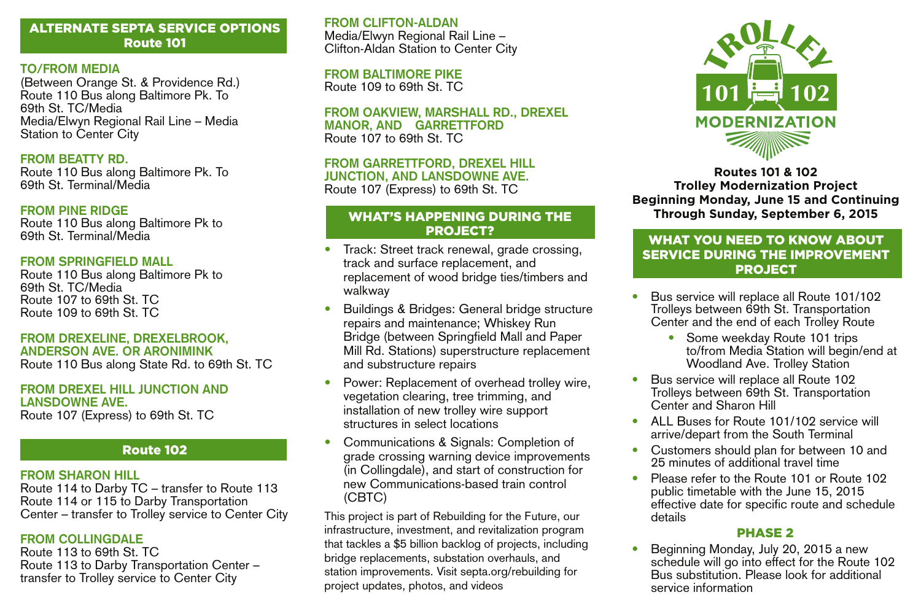## ALTERNATE SEPTA SERVICE OPTIONS
## Route 101

### TO/FROM MEDIA
(Between Orange St. & Providence Rd.)
Route 110 Bus along Baltimore Pk. To 69th St. TC/Media
Media/Elwyn Regional Rail Line – Media Station to Center City

### FROM BEATTY RD.
Route 110 Bus along Baltimore Pk. To 69th St. Terminal/Media

### FROM PINE RIDGE
Route 110 Bus along Baltimore Pk to 69th St. Terminal/Media

### FROM SPRINGFIELD MALL
Route 110 Bus along Baltimore Pk to 69th St. TC/Media
Route 107 to 69th St. TC
Route 109 to 69th St. TC

### FROM DREXELINE, DREXELBROOK, ANDERSON AVE. OR ARONIMINK
Route 110 Bus along State Rd. to 69th St. TC

### FROM DREXEL HILL JUNCTION AND LANSDOWNE AVE.
Route 107 (Express) to 69th St. TC

## Route 102

### FROM SHARON HILL
Route 114 to Darby TC – transfer to Route 113
Route 114 or 115 to Darby Transportation Center – transfer to Trolley service to Center City

### FROM COLLINGDALE
Route 113 to 69th St. TC
Route 113 to Darby Transportation Center – transfer to Trolley service to Center City

### FROM CLIFTON-ALDAN
Media/Elwyn Regional Rail Line – Clifton-Aldan Station to Center City

### FROM BALTIMORE PIKE
Route 109 to 69th St. TC

### FROM OAKVIEW, MARSHALL RD., DREXEL MANOR, AND GARRETTFORD
Route 107 to 69th St. TC

### FROM GARRETTFORD, DREXEL HILL JUNCTION, AND LANSDOWNE AVE.
Route 107 (Express) to 69th St. TC

## WHAT'S HAPPENING DURING THE PROJECT?

- Track: Street track renewal, grade crossing, track and surface replacement, and replacement of wood bridge ties/timbers and walkway
- Buildings & Bridges: General bridge structure repairs and maintenance; Whiskey Run Bridge (between Springfield Mall and Paper Mill Rd. Stations) superstructure replacement and substructure repairs
- Power: Replacement of overhead trolley wire, vegetation clearing, tree trimming, and installation of new trolley wire support structures in select locations
- Communications & Signals: Completion of grade crossing warning device improvements (in Collingdale), and start of construction for new Communications-based train control (CBTC)

This project is part of Rebuilding for the Future, our infrastructure, investment, and revitalization program that tackles a $5 billion backlog of projects, including bridge replacements, substation overhauls, and station improvements. Visit septa.org/rebuilding for project updates, photos, and videos

TROLLEY 101 102 MODERNIZATION

**Routes 101 & 102**
**Trolley Modernization Project**
**Beginning Monday, June 15 and Continuing Through Sunday, September 6, 2015**

## WHAT YOU NEED TO KNOW ABOUT SERVICE DURING THE IMPROVEMENT PROJECT

- Bus service will replace all Route 101/102 Trolleys between 69th St. Transportation Center and the end of each Trolley Route
  - Some weekday Route 101 trips to/from Media Station will begin/end at Woodland Ave. Trolley Station
- Bus service will replace all Route 102 Trolleys between 69th St. Transportation Center and Sharon Hill
- ALL Buses for Route 101/102 service will arrive/depart from the South Terminal
- Customers should plan for between 10 and 25 minutes of additional travel time
- Please refer to the Route 101 or Route 102 public timetable with the June 15, 2015 effective date for specific route and schedule details

### PHASE 2

- Beginning Monday, July 20, 2015 a new schedule will go into effect for the Route 102 Bus substitution. Please look for additional service information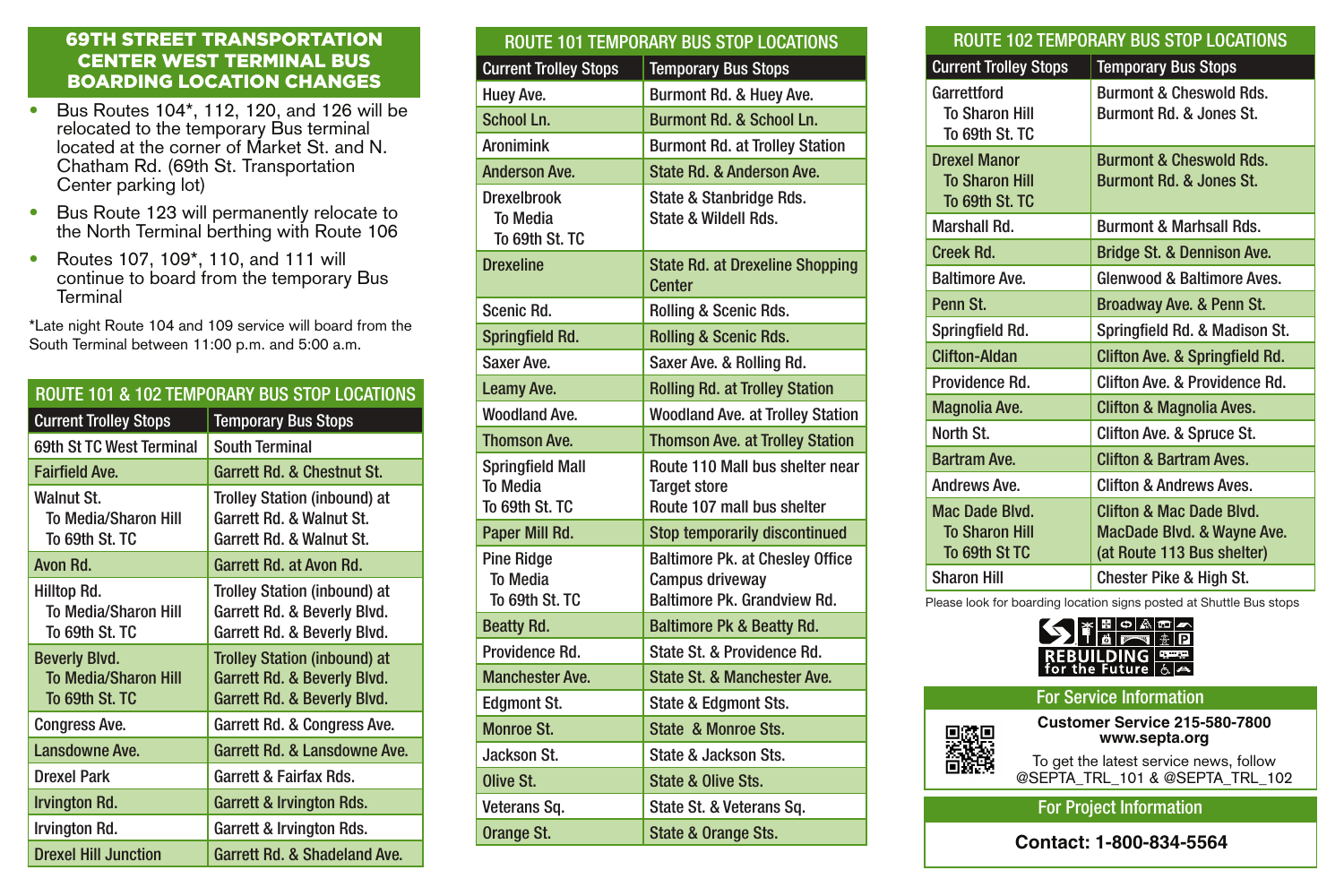## 69TH STREET TRANSPORTATION CENTER WEST TERMINAL BUS BOARDING LOCATION CHANGES

- Bus Routes 104*, 112, 120, and 126 will be relocated to the temporary Bus terminal located at the corner of Market St. and N. Chatham Rd. (69th St. Transportation Center parking lot)
- Bus Route 123 will permanently relocate to the North Terminal berthing with Route 106
- Routes 107, 109*, 110, and 111 will continue to board from the temporary Bus Terminal

*Late night Route 104 and 109 service will board from the South Terminal between 11:00 p.m. and 5:00 a.m.

## ROUTE 101 & 102 TEMPORARY BUS STOP LOCATIONS

| Current Trolley Stops | Temporary Bus Stops |
|---|---|
| 69th St TC West Terminal | South Terminal |
| Fairfield Ave. | Garrett Rd. & Chestnut St. |
| Walnut St.<br>To Media/Sharon Hill<br>To 69th St. TC | Trolley Station (inbound) at<br>Garrett Rd. & Walnut St.<br>Garrett Rd. & Walnut St. |
| Avon Rd. | Garrett Rd. at Avon Rd. |
| Hilltop Rd.<br>To Media/Sharon Hill<br>To 69th St. TC | Trolley Station (inbound) at<br>Garrett Rd. & Beverly Blvd.<br>Garrett Rd. & Beverly Blvd. |
| Beverly Blvd.<br>To Media/Sharon Hill<br>To 69th St. TC | Trolley Station (inbound) at<br>Garrett Rd. & Beverly Blvd.<br>Garrett Rd. & Beverly Blvd. |
| Congress Ave. | Garrett Rd. & Congress Ave. |
| Lansdowne Ave. | Garrett Rd. & Lansdowne Ave. |
| Drexel Park | Garrett & Fairfax Rds. |
| Irvington Rd. | Garrett & Irvington Rds. |
| Irvington Rd. | Garrett & Irvington Rds. |
| Drexel Hill Junction | Garrett Rd. & Shadeland Ave. |

## ROUTE 101 TEMPORARY BUS STOP LOCATIONS

| Current Trolley Stops | Temporary Bus Stops |
|---|---|
| Huey Ave. | Burmont Rd. & Huey Ave. |
| School Ln. | Burmont Rd. & School Ln. |
| Aronimink | Burmont Rd. at Trolley Station |
| Anderson Ave. | State Rd. & Anderson Ave. |
| Drexelbrook<br>To Media<br>To 69th St. TC | State & Stanbridge Rds.<br>State & Wildell Rds. |
| Drexeline | State Rd. at Drexeline Shopping Center |
| Scenic Rd. | Rolling & Scenic Rds. |
| Springfield Rd. | Rolling & Scenic Rds. |
| Saxer Ave. | Saxer Ave. & Rolling Rd. |
| Leamy Ave. | Rolling Rd. at Trolley Station |
| Woodland Ave. | Woodland Ave. at Trolley Station |
| Thomson Ave. | Thomson Ave. at Trolley Station |
| Springfield Mall<br>To Media<br>To 69th St. TC | Route 110 Mall bus shelter near Target store<br>Route 107 mall bus shelter |
| Paper Mill Rd. | Stop temporarily discontinued |
| Pine Ridge<br>To Media<br>To 69th St. TC | Baltimore Pk. at Chesley Office Campus driveway<br>Baltimore Pk. Grandview Rd. |
| Beatty Rd. | Baltimore Pk & Beatty Rd. |
| Providence Rd. | State St. & Providence Rd. |
| Manchester Ave. | State St. & Manchester Ave. |
| Edgmont St. | State & Edgmont Sts. |
| Monroe St. | State & Monroe Sts. |
| Jackson St. | State & Jackson Sts. |
| Olive St. | State & Olive Sts. |
| Veterans Sq. | State St. & Veterans Sq. |
| Orange St. | State & Orange Sts. |

## ROUTE 102 TEMPORARY BUS STOP LOCATIONS

| Current Trolley Stops | Temporary Bus Stops |
|---|---|
| Garrettford<br>To Sharon Hill<br>To 69th St. TC | Burmont & Cheswold Rds.<br>Burmont Rd. & Jones St. |
| Drexel Manor<br>To Sharon Hill<br>To 69th St. TC | Burmont & Cheswold Rds.<br>Burmont Rd. & Jones St. |
| Marshall Rd. | Burmont & Marhsall Rds. |
| Creek Rd. | Bridge St. & Dennison Ave. |
| Baltimore Ave. | Glenwood & Baltimore Aves. |
| Penn St. | Broadway Ave. & Penn St. |
| Springfield Rd. | Springfield Rd. & Madison St. |
| Clifton-Aldan | Clifton Ave. & Springfield Rd. |
| Providence Rd. | Clifton Ave. & Providence Rd. |
| Magnolia Ave. | Clifton & Magnolia Aves. |
| North St. | Clifton Ave. & Spruce St. |
| Bartram Ave. | Clifton & Bartram Aves. |
| Andrews Ave. | Clifton & Andrews Aves. |
| Mac Dade Blvd.<br>To Sharon Hill<br>To 69th St TC | Clifton & Mac Dade Blvd.<br>MacDade Blvd. & Wayne Ave.<br>(at Route 113 Bus shelter) |
| Sharon Hill | Chester Pike & High St. |

Please look for boarding location signs posted at Shuttle Bus stops

REBUILDING for the Future

### For Service Information

**Customer Service 215-580-7800**
**www.septa.org**

To get the latest service news, follow @SEPTA_TRL_101 & @SEPTA_TRL_102

### For Project Information

**Contact: 1-800-834-5564**